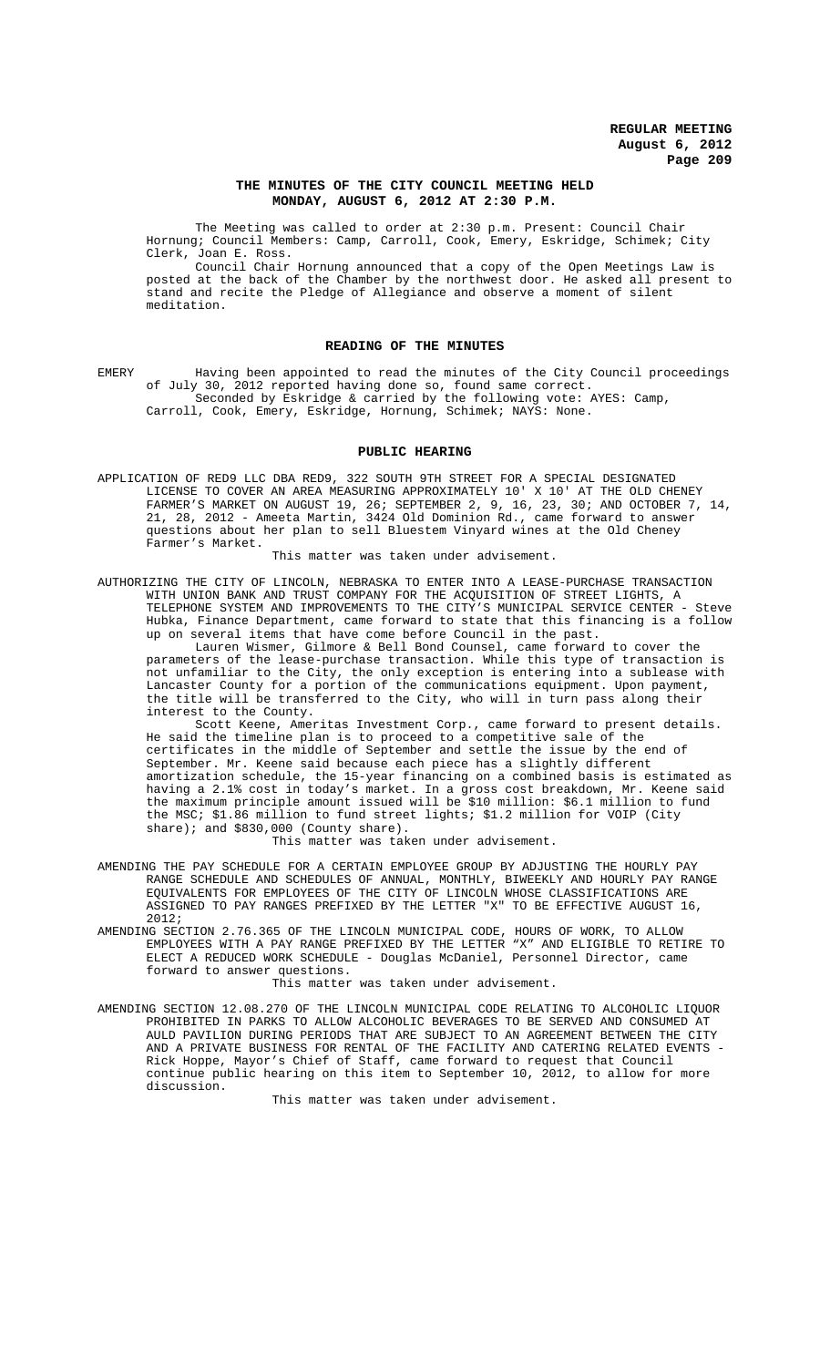## THE MINUTES OF THE CITY COUNCIL MEETING HELD MONDAY, AUGUST 6, 2012 AT 2:30 P.M.

The Meeting was called to order at 2:30 p.m. Present: Council Chair Hornung; Council Members: Camp, Carroll, Cook, Emery, Eskridge, Schimek; City Clerk, Joan E. Ross.

Council Chair Hornung announced that a copy of the Open Meetings Law is posted at the back of the Chamber by the northwest door. He asked all present to stand and recite the Pledge of Allegiance and observe a moment of silent meditation.

## READING OF THE MINUTES

EMERY Having been appointed to read the minutes of the City Council proceedings of July 30, 2012 reported having done so, found same correct.

Seconded by Eskridge & carried by the following vote: AYES: Camp, Carroll, Cook, Emery, Eskridge, Hornung, Schimek; NAYS: None.

## PUBLIC HEARING

APPLICATION OF RED9 LLC DBA RED9, 322 SOUTH 9TH STREET FOR A SPECIAL DESIGNATED LICENSE TO COVER AN AREA MEASURING APPROXIMATELY 10' X 10' AT THE OLD CHENEY FARMER'S MARKET ON AUGUST 19, 26; SEPTEMBER 2, 9, 16, 23, 30; AND OCTOBER 7, 14, 21, 28, 2012 - Ameeta Martin, 3424 Old Dominion Rd., came forward to answer questions about her plan to sell Bluestem Vinyard wines at the Old Cheney Farmer's Market.

This matter was taken under advisement.

AUTHORIZING THE CITY OF LINCOLN, NEBRASKA TO ENTER INTO A LEASE-PURCHASE TRANSACTION WITH UNION BANK AND TRUST COMPANY FOR THE ACQUISITION OF STREET LIGHTS, A TELEPHONE SYSTEM AND IMPROVEMENTS TO THE CITY'S MUNICIPAL SERVICE CENTER - Steve Hubka, Finance Department, came forward to state that this financing is a follow up on several items that have come before Council in the past.

Lauren Wismer, Gilmore & Bell Bond Counsel, came forward to cover the parameters of the lease-purchase transaction. While this type of transaction is not unfamiliar to the City, the only exception is entering into a sublease with Lancaster County for a portion of the communications equipment. Upon payment, the title will be transferred to the City, who will in turn pass along their interest to the County.

Scott Keene, Ameritas Investment Corp., came forward to present details. He said the timeline plan is to proceed to a competitive sale of the certificates in the middle of September and settle the issue by the end of September. Mr. Keene said because each piece has a slightly different amortization schedule, the 15-year financing on a combined basis is estimated as having a 2.1% cost in today's market. In a gross cost breakdown, Mr. Keene said the maximum principle amount issued will be $10 million: $6.1 million to fund the MSC; $1.86 million to fund street lights; $1.2 million for VOIP (City share); and $830,000 (County share).

This matter was taken under advisement.

AMENDING THE PAY SCHEDULE FOR A CERTAIN EMPLOYEE GROUP BY ADJUSTING THE HOURLY PAY RANGE SCHEDULE AND SCHEDULES OF ANNUAL, MONTHLY, BIWEEKLY AND HOURLY PAY RANGE EQUIVALENTS FOR EMPLOYEES OF THE CITY OF LINCOLN WHOSE CLASSIFICATIONS ARE ASSIGNED TO PAY RANGES PREFIXED BY THE LETTER "X" TO BE EFFECTIVE AUGUST 16, 2012;

AMENDING SECTION 2.76.365 OF THE LINCOLN MUNICIPAL CODE, HOURS OF WORK, TO ALLOW EMPLOYEES WITH A PAY RANGE PREFIXED BY THE LETTER "X" AND ELIGIBLE TO RETIRE TO ELECT A REDUCED WORK SCHEDULE - Douglas McDaniel, Personnel Director, came forward to answer questions.

This matter was taken under advisement.

AMENDING SECTION 12.08.270 OF THE LINCOLN MUNICIPAL CODE RELATING TO ALCOHOLIC LIQUOR PROHIBITED IN PARKS TO ALLOW ALCOHOLIC BEVERAGES TO BE SERVED AND CONSUMED AT AULD PAVILION DURING PERIODS THAT ARE SUBJECT TO AN AGREEMENT BETWEEN THE CITY AND A PRIVATE BUSINESS FOR RENTAL OF THE FACILITY AND CATERING RELATED EVENTS - Rick Hoppe, Mayor's Chief of Staff, came forward to request that Council continue public hearing on this item to September 10, 2012, to allow for more discussion.

This matter was taken under advisement.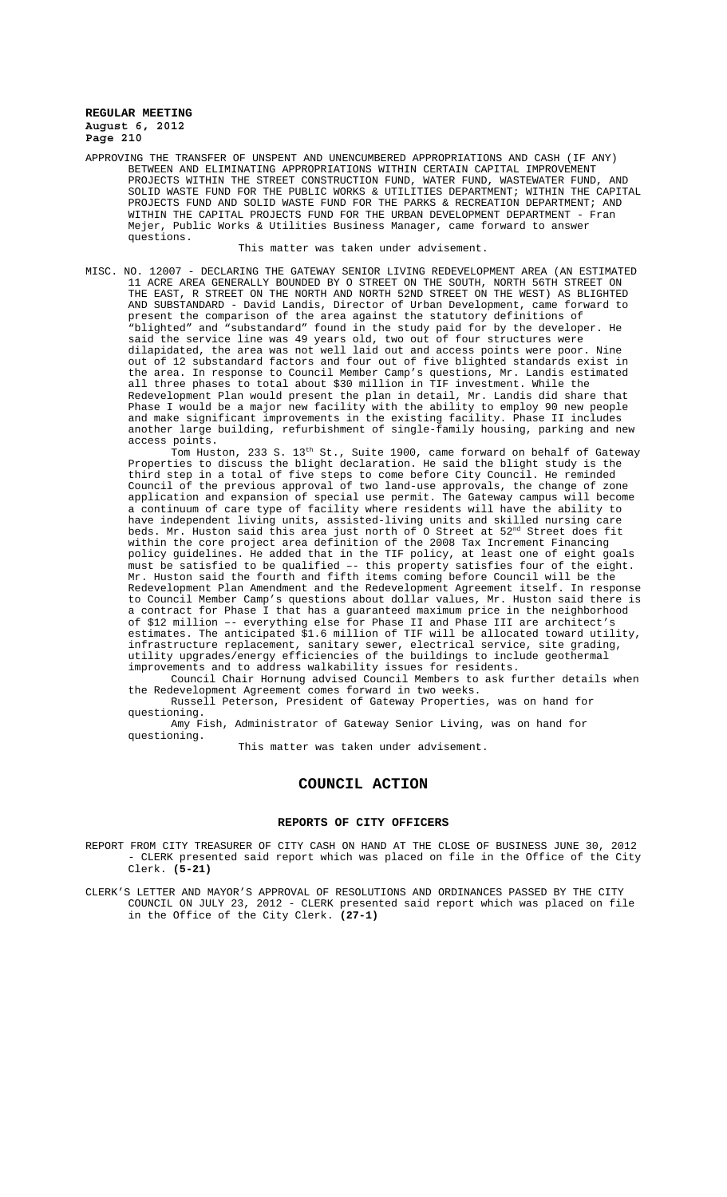APPROVING THE TRANSFER OF UNSPENT AND UNENCUMBERED APPROPRIATIONS AND CASH (IF ANY) BETWEEN AND ELIMINATING APPROPRIATIONS WITHIN CERTAIN CAPITAL IMPROVEMENT PROJECTS WITHIN THE STREET CONSTRUCTION FUND, WATER FUND, WASTEWATER FUND, AND SOLID WASTE FUND FOR THE PUBLIC WORKS & UTILITIES DEPARTMENT; WITHIN THE CAPITAL PROJECTS FUND AND SOLID WASTE FUND FOR THE PARKS & RECREATION DEPARTMENT; AND WITHIN THE CAPITAL PROJECTS FUND FOR THE URBAN DEVELOPMENT DEPARTMENT - Fran Mejer, Public Works & Utilities Business Manager, came forward to answer questions.

This matter was taken under advisement.

MISC. NO. 12007 - DECLARING THE GATEWAY SENIOR LIVING REDEVELOPMENT AREA (AN ESTIMATED 11 ACRE AREA GENERALLY BOUNDED BY O STREET ON THE SOUTH, NORTH 56TH STREET ON THE EAST, R STREET ON THE NORTH AND NORTH 52ND STREET ON THE WEST) AS BLIGHTED AND SUBSTANDARD - David Landis, Director of Urban Development, came forward to present the comparison of the area against the statutory definitions of "blighted" and "substandard" found in the study paid for by the developer. He said the service line was 49 years old, two out of four structures were dilapidated, the area was not well laid out and access points were poor. Nine out of 12 substandard factors and four out of five blighted standards exist in the area. In response to Council Member Camp's questions, Mr. Landis estimated all three phases to total about $30 million in TIF investment. While the Redevelopment Plan would present the plan in detail, Mr. Landis did share that Phase I would be a major new facility with the ability to employ 90 new people and make significant improvements in the existing facility. Phase II includes another large building, refurbishment of single-family housing, parking and new access points.

Tom Huston, 233 S. 13th St., Suite 1900, came forward on behalf of Gateway Properties to discuss the blight declaration. He said the blight study is the third step in a total of five steps to come before City Council. He reminded Council of the previous approval of two land-use approvals, the change of zone application and expansion of special use permit. The Gateway campus will become a continuum of care type of facility where residents will have the ability to have independent living units, assisted-living units and skilled nursing care beds. Mr. Huston said this area just north of O Street at 52nd Street does fit within the core project area definition of the 2008 Tax Increment Financing policy guidelines. He added that in the TIF policy, at least one of eight goals must be satisfied to be qualified –- this property satisfies four of the eight. Mr. Huston said the fourth and fifth items coming before Council will be the Redevelopment Plan Amendment and the Redevelopment Agreement itself. In response to Council Member Camp's questions about dollar values, Mr. Huston said there is a contract for Phase I that has a guaranteed maximum price in the neighborhood of $12 million –- everything else for Phase II and Phase III are architect's estimates. The anticipated $1.6 million of TIF will be allocated toward utility, infrastructure replacement, sanitary sewer, electrical service, site grading, utility upgrades/energy efficiencies of the buildings to include geothermal improvements and to address walkability issues for residents.

Council Chair Hornung advised Council Members to ask further details when the Redevelopment Agreement comes forward in two weeks.

Russell Peterson, President of Gateway Properties, was on hand for questioning.

Amy Fish, Administrator of Gateway Senior Living, was on hand for questioning.

This matter was taken under advisement.

## COUNCIL ACTION

### REPORTS OF CITY OFFICERS

REPORT FROM CITY TREASURER OF CITY CASH ON HAND AT THE CLOSE OF BUSINESS JUNE 30, 2012 - CLERK presented said report which was placed on file in the Office of the City Clerk. **(5-21)**

CLERK'S LETTER AND MAYOR'S APPROVAL OF RESOLUTIONS AND ORDINANCES PASSED BY THE CITY COUNCIL ON JULY 23, 2012 - CLERK presented said report which was placed on file in the Office of the City Clerk. **(27-1)**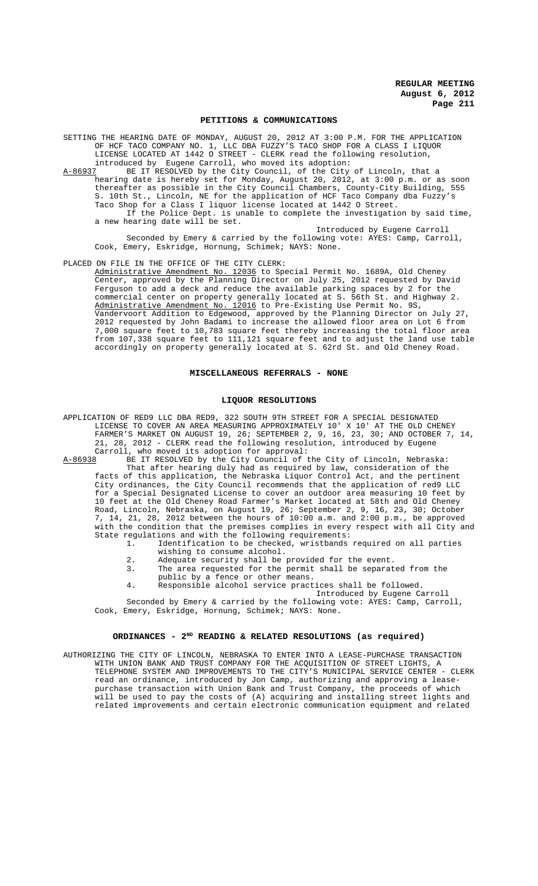## PETITIONS & COMMUNICATIONS

SETTING THE HEARING DATE OF MONDAY, AUGUST 20, 2012 AT 3:00 P.M. FOR THE APPLICATION OF HCF TACO COMPANY NO. 1, LLC DBA FUZZY'S TACO SHOP FOR A CLASS I LIQUOR LICENSE LOCATED AT 1442 O STREET - CLERK read the following resolution, introduced by Eugene Carroll, who moved its adoption:

A-86937 BE IT RESOLVED by the City Council, of the City of Lincoln, that a hearing date is hereby set for Monday, August 20, 2012, at 3:00 p.m. or as soon thereafter as possible in the City Council Chambers, County-City Building, 555 S. 10th St., Lincoln, NE for the application of HCF Taco Company dba Fuzzy's Taco Shop for a Class I liquor license located at 1442 O Street.

If the Police Dept. is unable to complete the investigation by said time, a new hearing date will be set.

Introduced by Eugene Carroll

Seconded by Emery & carried by the following vote: AYES: Camp, Carroll, Cook, Emery, Eskridge, Hornung, Schimek; NAYS: None.

PLACED ON FILE IN THE OFFICE OF THE CITY CLERK:

Administrative Amendment No. 12036 to Special Permit No. 1689A, Old Cheney Center, approved by the Planning Director on July 25, 2012 requested by David Ferguson to add a deck and reduce the available parking spaces by 2 for the commercial center on property generally located at S. 56th St. and Highway 2.

Administrative Amendment No. 12016 to Pre-Existing Use Permit No. 9S, Vandervoort Addition to Edgewood, approved by the Planning Director on July 27, 2012 requested by John Badami to increase the allowed floor area on Lot 6 from 7,000 square feet to 10,783 square feet thereby increasing the total floor area from 107,338 square feet to 111,121 square feet and to adjust the land use table accordingly on property generally located at S. 62rd St. and Old Cheney Road.

## MISCELLANEOUS REFERRALS - NONE

## LIQUOR RESOLUTIONS

APPLICATION OF RED9 LLC DBA RED9, 322 SOUTH 9TH STREET FOR A SPECIAL DESIGNATED LICENSE TO COVER AN AREA MEASURING APPROXIMATELY 10' X 10' AT THE OLD CHENEY FARMER'S MARKET ON AUGUST 19, 26; SEPTEMBER 2, 9, 16, 23, 30; AND OCTOBER 7, 14, 21, 28, 2012 - CLERK read the following resolution, introduced by Eugene Carroll, who moved its adoption for approval:

A-86938 BE IT RESOLVED by the City Council of the City of Lincoln, Nebraska:

That after hearing duly had as required by law, consideration of the facts of this application, the Nebraska Liquor Control Act, and the pertinent City ordinances, the City Council recommends that the application of red9 LLC for a Special Designated License to cover an outdoor area measuring 10 feet by 10 feet at the Old Cheney Road Farmer's Market located at 58th and Old Cheney Road, Lincoln, Nebraska, on August 19, 26; September 2, 9, 16, 23, 30; October 7, 14, 21, 28, 2012 between the hours of 10:00 a.m. and 2:00 p.m., be approved with the condition that the premises complies in every respect with all City and State regulations and with the following requirements:

1. Identification to be checked, wristbands required on all parties wishing to consume alcohol.
2. Adequate security shall be provided for the event.
3. The area requested for the permit shall be separated from the public by a fence or other means.
4. Responsible alcohol service practices shall be followed.

Introduced by Eugene Carroll

Seconded by Emery & carried by the following vote: AYES: Camp, Carroll, Cook, Emery, Eskridge, Hornung, Schimek; NAYS: None.

## ORDINANCES - 2ND READING & RELATED RESOLUTIONS (as required)

AUTHORIZING THE CITY OF LINCOLN, NEBRASKA TO ENTER INTO A LEASE-PURCHASE TRANSACTION WITH UNION BANK AND TRUST COMPANY FOR THE ACQUISITION OF STREET LIGHTS, A TELEPHONE SYSTEM AND IMPROVEMENTS TO THE CITY'S MUNICIPAL SERVICE CENTER - CLERK read an ordinance, introduced by Jon Camp, authorizing and approving a lease-purchase transaction with Union Bank and Trust Company, the proceeds of which will be used to pay the costs of (A) acquiring and installing street lights and related improvements and certain electronic communication equipment and related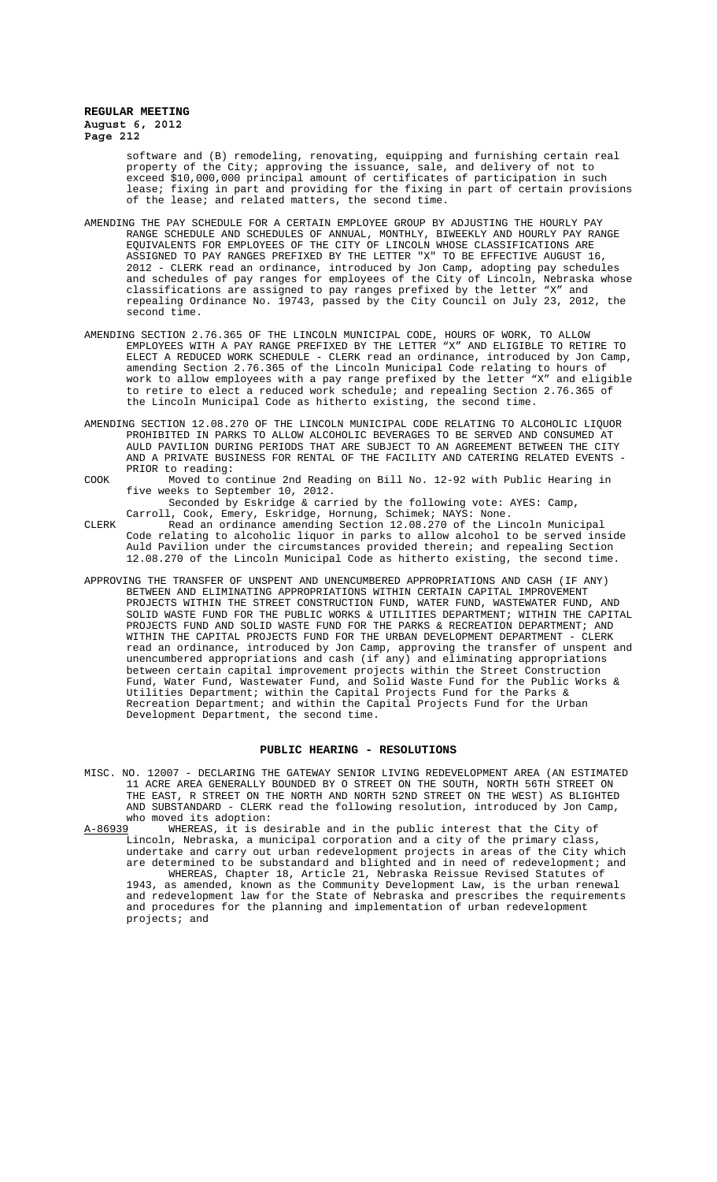software and (B) remodeling, renovating, equipping and furnishing certain real property of the City; approving the issuance, sale, and delivery of not to exceed $10,000,000 principal amount of certificates of participation in such lease; fixing in part and providing for the fixing in part of certain provisions of the lease; and related matters, the second time.

AMENDING THE PAY SCHEDULE FOR A CERTAIN EMPLOYEE GROUP BY ADJUSTING THE HOURLY PAY RANGE SCHEDULE AND SCHEDULES OF ANNUAL, MONTHLY, BIWEEKLY AND HOURLY PAY RANGE EQUIVALENTS FOR EMPLOYEES OF THE CITY OF LINCOLN WHOSE CLASSIFICATIONS ARE ASSIGNED TO PAY RANGES PREFIXED BY THE LETTER "X" TO BE EFFECTIVE AUGUST 16, 2012 - CLERK read an ordinance, introduced by Jon Camp, adopting pay schedules and schedules of pay ranges for employees of the City of Lincoln, Nebraska whose classifications are assigned to pay ranges prefixed by the letter "X" and repealing Ordinance No. 19743, passed by the City Council on July 23, 2012, the second time.

AMENDING SECTION 2.76.365 OF THE LINCOLN MUNICIPAL CODE, HOURS OF WORK, TO ALLOW EMPLOYEES WITH A PAY RANGE PREFIXED BY THE LETTER "X" AND ELIGIBLE TO RETIRE TO ELECT A REDUCED WORK SCHEDULE - CLERK read an ordinance, introduced by Jon Camp, amending Section 2.76.365 of the Lincoln Municipal Code relating to hours of work to allow employees with a pay range prefixed by the letter "X" and eligible to retire to elect a reduced work schedule; and repealing Section 2.76.365 of the Lincoln Municipal Code as hitherto existing, the second time.

AMENDING SECTION 12.08.270 OF THE LINCOLN MUNICIPAL CODE RELATING TO ALCOHOLIC LIQUOR PROHIBITED IN PARKS TO ALLOW ALCOHOLIC BEVERAGES TO BE SERVED AND CONSUMED AT AULD PAVILION DURING PERIODS THAT ARE SUBJECT TO AN AGREEMENT BETWEEN THE CITY AND A PRIVATE BUSINESS FOR RENTAL OF THE FACILITY AND CATERING RELATED EVENTS - PRIOR to reading:

COOK Moved to continue 2nd Reading on Bill No. 12-92 with Public Hearing in five weeks to September 10, 2012.
Seconded by Eskridge & carried by the following vote: AYES: Camp, Carroll, Cook, Emery, Eskridge, Hornung, Schimek; NAYS: None.

CLERK Read an ordinance amending Section 12.08.270 of the Lincoln Municipal Code relating to alcoholic liquor in parks to allow alcohol to be served inside Auld Pavilion under the circumstances provided therein; and repealing Section 12.08.270 of the Lincoln Municipal Code as hitherto existing, the second time.

APPROVING THE TRANSFER OF UNSPENT AND UNENCUMBERED APPROPRIATIONS AND CASH (IF ANY) BETWEEN AND ELIMINATING APPROPRIATIONS WITHIN CERTAIN CAPITAL IMPROVEMENT PROJECTS WITHIN THE STREET CONSTRUCTION FUND, WATER FUND, WASTEWATER FUND, AND SOLID WASTE FUND FOR THE PUBLIC WORKS & UTILITIES DEPARTMENT; WITHIN THE CAPITAL PROJECTS FUND AND SOLID WASTE FUND FOR THE PARKS & RECREATION DEPARTMENT; AND WITHIN THE CAPITAL PROJECTS FUND FOR THE URBAN DEVELOPMENT DEPARTMENT - CLERK read an ordinance, introduced by Jon Camp, approving the transfer of unspent and unencumbered appropriations and cash (if any) and eliminating appropriations between certain capital improvement projects within the Street Construction Fund, Water Fund, Wastewater Fund, and Solid Waste Fund for the Public Works & Utilities Department; within the Capital Projects Fund for the Parks & Recreation Department; and within the Capital Projects Fund for the Urban Development Department, the second time.

## PUBLIC HEARING - RESOLUTIONS

MISC. NO. 12007 - DECLARING THE GATEWAY SENIOR LIVING REDEVELOPMENT AREA (AN ESTIMATED 11 ACRE AREA GENERALLY BOUNDED BY O STREET ON THE SOUTH, NORTH 56TH STREET ON THE EAST, R STREET ON THE NORTH AND NORTH 52ND STREET ON THE WEST) AS BLIGHTED AND SUBSTANDARD - CLERK read the following resolution, introduced by Jon Camp, who moved its adoption:

A-86939 WHEREAS, it is desirable and in the public interest that the City of Lincoln, Nebraska, a municipal corporation and a city of the primary class, undertake and carry out urban redevelopment projects in areas of the City which are determined to be substandard and blighted and in need of redevelopment; and

WHEREAS, Chapter 18, Article 21, Nebraska Reissue Revised Statutes of 1943, as amended, known as the Community Development Law, is the urban renewal and redevelopment law for the State of Nebraska and prescribes the requirements and procedures for the planning and implementation of urban redevelopment projects; and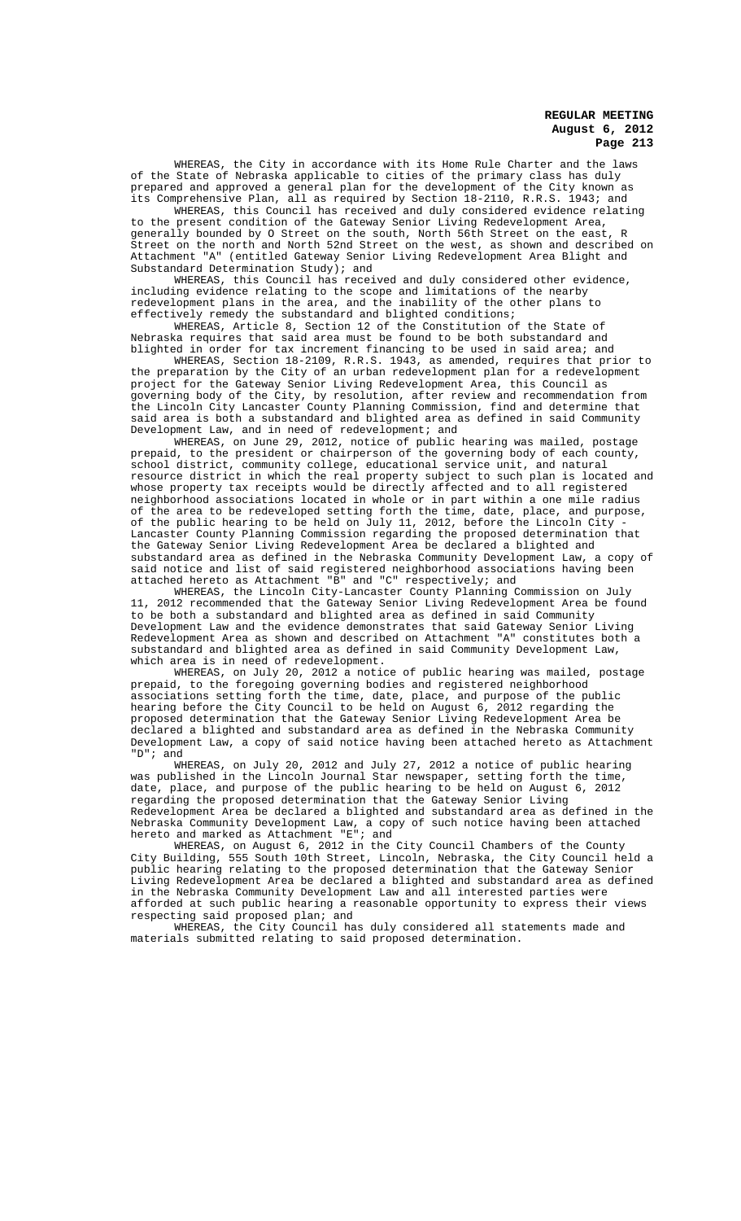WHEREAS, the City in accordance with its Home Rule Charter and the laws of the State of Nebraska applicable to cities of the primary class has duly prepared and approved a general plan for the development of the City known as its Comprehensive Plan, all as required by Section 18-2110, R.R.S. 1943; and

WHEREAS, this Council has received and duly considered evidence relating to the present condition of the Gateway Senior Living Redevelopment Area, generally bounded by O Street on the south, North 56th Street on the east, R Street on the north and North 52nd Street on the west, as shown and described on Attachment "A" (entitled Gateway Senior Living Redevelopment Area Blight and Substandard Determination Study); and

WHEREAS, this Council has received and duly considered other evidence, including evidence relating to the scope and limitations of the nearby redevelopment plans in the area, and the inability of the other plans to effectively remedy the substandard and blighted conditions;

WHEREAS, Article 8, Section 12 of the Constitution of the State of Nebraska requires that said area must be found to be both substandard and blighted in order for tax increment financing to be used in said area; and

WHEREAS, Section 18-2109, R.R.S. 1943, as amended, requires that prior to the preparation by the City of an urban redevelopment plan for a redevelopment project for the Gateway Senior Living Redevelopment Area, this Council as governing body of the City, by resolution, after review and recommendation from the Lincoln City Lancaster County Planning Commission, find and determine that said area is both a substandard and blighted area as defined in said Community Development Law, and in need of redevelopment; and

WHEREAS, on June 29, 2012, notice of public hearing was mailed, postage prepaid, to the president or chairperson of the governing body of each county, school district, community college, educational service unit, and natural resource district in which the real property subject to such plan is located and whose property tax receipts would be directly affected and to all registered neighborhood associations located in whole or in part within a one mile radius of the area to be redeveloped setting forth the time, date, place, and purpose, of the public hearing to be held on July 11, 2012, before the Lincoln City - Lancaster County Planning Commission regarding the proposed determination that the Gateway Senior Living Redevelopment Area be declared a blighted and substandard area as defined in the Nebraska Community Development Law, a copy of said notice and list of said registered neighborhood associations having been attached hereto as Attachment "B" and "C" respectively; and

WHEREAS, the Lincoln City-Lancaster County Planning Commission on July 11, 2012 recommended that the Gateway Senior Living Redevelopment Area be found to be both a substandard and blighted area as defined in said Community Development Law and the evidence demonstrates that said Gateway Senior Living Redevelopment Area as shown and described on Attachment "A" constitutes both a substandard and blighted area as defined in said Community Development Law, which area is in need of redevelopment.

WHEREAS, on July 20, 2012 a notice of public hearing was mailed, postage prepaid, to the foregoing governing bodies and registered neighborhood associations setting forth the time, date, place, and purpose of the public hearing before the City Council to be held on August 6, 2012 regarding the proposed determination that the Gateway Senior Living Redevelopment Area be declared a blighted and substandard area as defined in the Nebraska Community Development Law, a copy of said notice having been attached hereto as Attachment "D"; and

WHEREAS, on July 20, 2012 and July 27, 2012 a notice of public hearing was published in the Lincoln Journal Star newspaper, setting forth the time, date, place, and purpose of the public hearing to be held on August 6, 2012 regarding the proposed determination that the Gateway Senior Living Redevelopment Area be declared a blighted and substandard area as defined in the Nebraska Community Development Law, a copy of such notice having been attached hereto and marked as Attachment "E"; and

WHEREAS, on August 6, 2012 in the City Council Chambers of the County City Building, 555 South 10th Street, Lincoln, Nebraska, the City Council held a public hearing relating to the proposed determination that the Gateway Senior Living Redevelopment Area be declared a blighted and substandard area as defined in the Nebraska Community Development Law and all interested parties were afforded at such public hearing a reasonable opportunity to express their views respecting said proposed plan; and

WHEREAS, the City Council has duly considered all statements made and materials submitted relating to said proposed determination.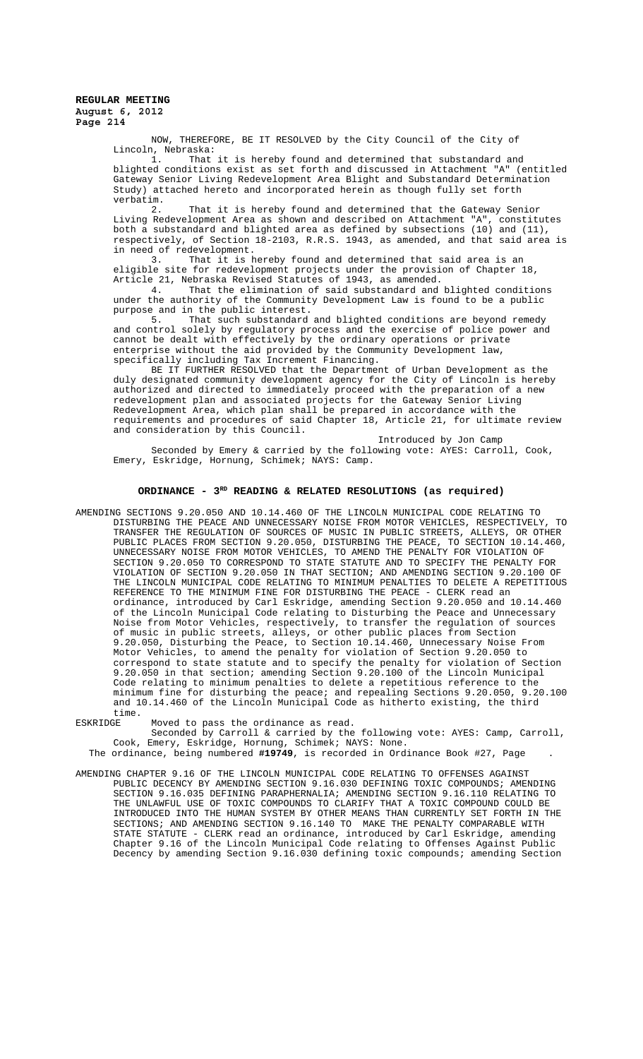NOW, THEREFORE, BE IT RESOLVED by the City Council of the City of Lincoln, Nebraska:

1. That it is hereby found and determined that substandard and blighted conditions exist as set forth and discussed in Attachment "A" (entitled Gateway Senior Living Redevelopment Area Blight and Substandard Determination Study) attached hereto and incorporated herein as though fully set forth verbatim.

2. That it is hereby found and determined that the Gateway Senior Living Redevelopment Area as shown and described on Attachment "A", constitutes both a substandard and blighted area as defined by subsections (10) and (11), respectively, of Section 18-2103, R.R.S. 1943, as amended, and that said area is in need of redevelopment.

3. That it is hereby found and determined that said area is an eligible site for redevelopment projects under the provision of Chapter 18, Article 21, Nebraska Revised Statutes of 1943, as amended.

4. That the elimination of said substandard and blighted conditions under the authority of the Community Development Law is found to be a public purpose and in the public interest.

5. That such substandard and blighted conditions are beyond remedy and control solely by regulatory process and the exercise of police power and cannot be dealt with effectively by the ordinary operations or private enterprise without the aid provided by the Community Development law, specifically including Tax Increment Financing.

BE IT FURTHER RESOLVED that the Department of Urban Development as the duly designated community development agency for the City of Lincoln is hereby authorized and directed to immediately proceed with the preparation of a new redevelopment plan and associated projects for the Gateway Senior Living Redevelopment Area, which plan shall be prepared in accordance with the requirements and procedures of said Chapter 18, Article 21, for ultimate review and consideration by this Council.

Introduced by Jon Camp

Seconded by Emery & carried by the following vote: AYES: Carroll, Cook, Emery, Eskridge, Hornung, Schimek; NAYS: Camp.

## ORDINANCE - 3RD READING & RELATED RESOLUTIONS (as required)

AMENDING SECTIONS 9.20.050 AND 10.14.460 OF THE LINCOLN MUNICIPAL CODE RELATING TO DISTURBING THE PEACE AND UNNECESSARY NOISE FROM MOTOR VEHICLES, RESPECTIVELY, TO TRANSFER THE REGULATION OF SOURCES OF MUSIC IN PUBLIC STREETS, ALLEYS, OR OTHER PUBLIC PLACES FROM SECTION 9.20.050, DISTURBING THE PEACE, TO SECTION 10.14.460, UNNECESSARY NOISE FROM MOTOR VEHICLES, TO AMEND THE PENALTY FOR VIOLATION OF SECTION 9.20.050 TO CORRESPOND TO STATE STATUTE AND TO SPECIFY THE PENALTY FOR VIOLATION OF SECTION 9.20.050 IN THAT SECTION; AND AMENDING SECTION 9.20.100 OF THE LINCOLN MUNICIPAL CODE RELATING TO MINIMUM PENALTIES TO DELETE A REPETITIOUS REFERENCE TO THE MINIMUM FINE FOR DISTURBING THE PEACE - CLERK read an ordinance, introduced by Carl Eskridge, amending Section 9.20.050 and 10.14.460 of the Lincoln Municipal Code relating to Disturbing the Peace and Unnecessary Noise from Motor Vehicles, respectively, to transfer the regulation of sources of music in public streets, alleys, or other public places from Section 9.20.050, Disturbing the Peace, to Section 10.14.460, Unnecessary Noise From Motor Vehicles, to amend the penalty for violation of Section 9.20.050 to correspond to state statute and to specify the penalty for violation of Section 9.20.050 in that section; amending Section 9.20.100 of the Lincoln Municipal Code relating to minimum penalties to delete a repetitious reference to the minimum fine for disturbing the peace; and repealing Sections 9.20.050, 9.20.100 and 10.14.460 of the Lincoln Municipal Code as hitherto existing, the third time.

ESKRIDGE Moved to pass the ordinance as read.

Seconded by Carroll & carried by the following vote: AYES: Camp, Carroll, Cook, Emery, Eskridge, Hornung, Schimek; NAYS: None.

The ordinance, being numbered **#19749**, is recorded in Ordinance Book #27, Page .

AMENDING CHAPTER 9.16 OF THE LINCOLN MUNICIPAL CODE RELATING TO OFFENSES AGAINST PUBLIC DECENCY BY AMENDING SECTION 9.16.030 DEFINING TOXIC COMPOUNDS; AMENDING SECTION 9.16.035 DEFINING PARAPHERNALIA; AMENDING SECTION 9.16.110 RELATING TO THE UNLAWFUL USE OF TOXIC COMPOUNDS TO CLARIFY THAT A TOXIC COMPOUND COULD BE INTRODUCED INTO THE HUMAN SYSTEM BY OTHER MEANS THAN CURRENTLY SET FORTH IN THE SECTIONS; AND AMENDING SECTION 9.16.140 TO MAKE THE PENALTY COMPARABLE WITH STATE STATUTE - CLERK read an ordinance, introduced by Carl Eskridge, amending Chapter 9.16 of the Lincoln Municipal Code relating to Offenses Against Public Decency by amending Section 9.16.030 defining toxic compounds; amending Section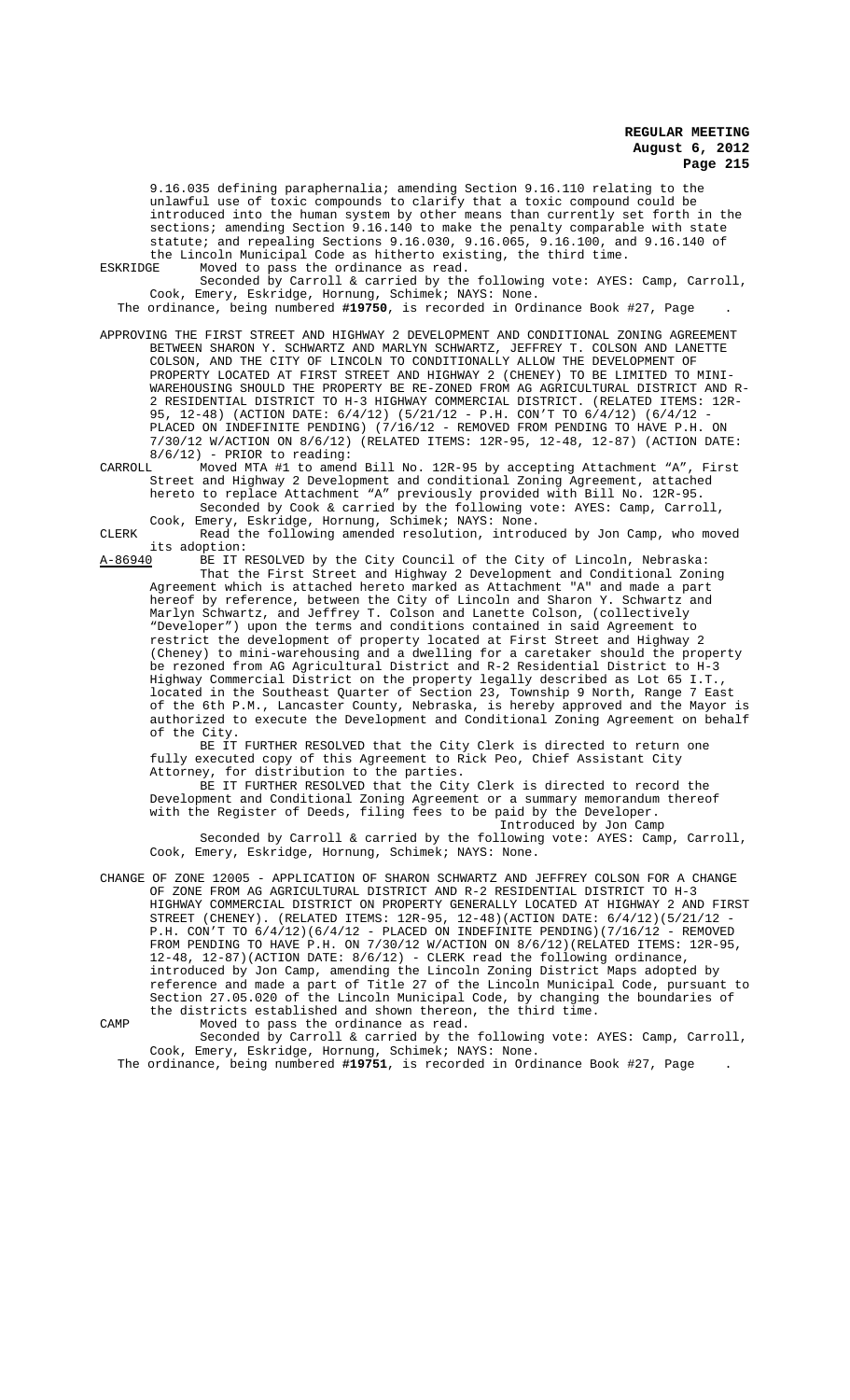9.16.035 defining paraphernalia; amending Section 9.16.110 relating to the unlawful use of toxic compounds to clarify that a toxic compound could be introduced into the human system by other means than currently set forth in the sections; amending Section 9.16.140 to make the penalty comparable with state statute; and repealing Sections 9.16.030, 9.16.065, 9.16.100, and 9.16.140 of the Lincoln Municipal Code as hitherto existing, the third time.

ESKRIDGE Moved to pass the ordinance as read.

Seconded by Carroll & carried by the following vote: AYES: Camp, Carroll, Cook, Emery, Eskridge, Hornung, Schimek; NAYS: None.

The ordinance, being numbered **#19750**, is recorded in Ordinance Book #27, Page .

APPROVING THE FIRST STREET AND HIGHWAY 2 DEVELOPMENT AND CONDITIONAL ZONING AGREEMENT BETWEEN SHARON Y. SCHWARTZ AND MARLYN SCHWARTZ, JEFFREY T. COLSON AND LANETTE COLSON, AND THE CITY OF LINCOLN TO CONDITIONALLY ALLOW THE DEVELOPMENT OF PROPERTY LOCATED AT FIRST STREET AND HIGHWAY 2 (CHENEY) TO BE LIMITED TO MINI-WAREHOUSING SHOULD THE PROPERTY BE RE-ZONED FROM AG AGRICULTURAL DISTRICT AND R-2 RESIDENTIAL DISTRICT TO H-3 HIGHWAY COMMERCIAL DISTRICT. (RELATED ITEMS: 12R-95, 12-48) (ACTION DATE: 6/4/12) (5/21/12 - P.H. CON'T TO 6/4/12) (6/4/12 - PLACED ON INDEFINITE PENDING) (7/16/12 - REMOVED FROM PENDING TO HAVE P.H. ON 7/30/12 W/ACTION ON 8/6/12) (RELATED ITEMS: 12R-95, 12-48, 12-87) (ACTION DATE: 8/6/12) - PRIOR to reading:

CARROLL Moved MTA #1 to amend Bill No. 12R-95 by accepting Attachment "A", First Street and Highway 2 Development and conditional Zoning Agreement, attached hereto to replace Attachment "A" previously provided with Bill No. 12R-95.

Seconded by Cook & carried by the following vote: AYES: Camp, Carroll, Cook, Emery, Eskridge, Hornung, Schimek; NAYS: None.

CLERK Read the following amended resolution, introduced by Jon Camp, who moved its adoption:

A-86940 BE IT RESOLVED by the City Council of the City of Lincoln, Nebraska:

That the First Street and Highway 2 Development and Conditional Zoning Agreement which is attached hereto marked as Attachment "A" and made a part hereof by reference, between the City of Lincoln and Sharon Y. Schwartz and Marlyn Schwartz, and Jeffrey T. Colson and Lanette Colson, (collectively "Developer") upon the terms and conditions contained in said Agreement to restrict the development of property located at First Street and Highway 2 (Cheney) to mini-warehousing and a dwelling for a caretaker should the property be rezoned from AG Agricultural District and R-2 Residential District to H-3 Highway Commercial District on the property legally described as Lot 65 I.T., located in the Southeast Quarter of Section 23, Township 9 North, Range 7 East of the 6th P.M., Lancaster County, Nebraska, is hereby approved and the Mayor is authorized to execute the Development and Conditional Zoning Agreement on behalf of the City.

BE IT FURTHER RESOLVED that the City Clerk is directed to return one fully executed copy of this Agreement to Rick Peo, Chief Assistant City Attorney, for distribution to the parties.

BE IT FURTHER RESOLVED that the City Clerk is directed to record the Development and Conditional Zoning Agreement or a summary memorandum thereof with the Register of Deeds, filing fees to be paid by the Developer.

Introduced by Jon Camp

Seconded by Carroll & carried by the following vote: AYES: Camp, Carroll, Cook, Emery, Eskridge, Hornung, Schimek; NAYS: None.

CHANGE OF ZONE 12005 - APPLICATION OF SHARON SCHWARTZ AND JEFFREY COLSON FOR A CHANGE OF ZONE FROM AG AGRICULTURAL DISTRICT AND R-2 RESIDENTIAL DISTRICT TO H-3 HIGHWAY COMMERCIAL DISTRICT ON PROPERTY GENERALLY LOCATED AT HIGHWAY 2 AND FIRST STREET (CHENEY). (RELATED ITEMS: 12R-95, 12-48)(ACTION DATE: 6/4/12)(5/21/12 - P.H. CON'T TO 6/4/12)(6/4/12 - PLACED ON INDEFINITE PENDING)(7/16/12 - REMOVED FROM PENDING TO HAVE P.H. ON 7/30/12 W/ACTION ON 8/6/12)(RELATED ITEMS: 12R-95, 12-48, 12-87)(ACTION DATE: 8/6/12) - CLERK read the following ordinance, introduced by Jon Camp, amending the Lincoln Zoning District Maps adopted by reference and made a part of Title 27 of the Lincoln Municipal Code, pursuant to Section 27.05.020 of the Lincoln Municipal Code, by changing the boundaries of the districts established and shown thereon, the third time.

CAMP Moved to pass the ordinance as read.

Seconded by Carroll & carried by the following vote: AYES: Camp, Carroll, Cook, Emery, Eskridge, Hornung, Schimek; NAYS: None.

The ordinance, being numbered **#19751**, is recorded in Ordinance Book #27, Page .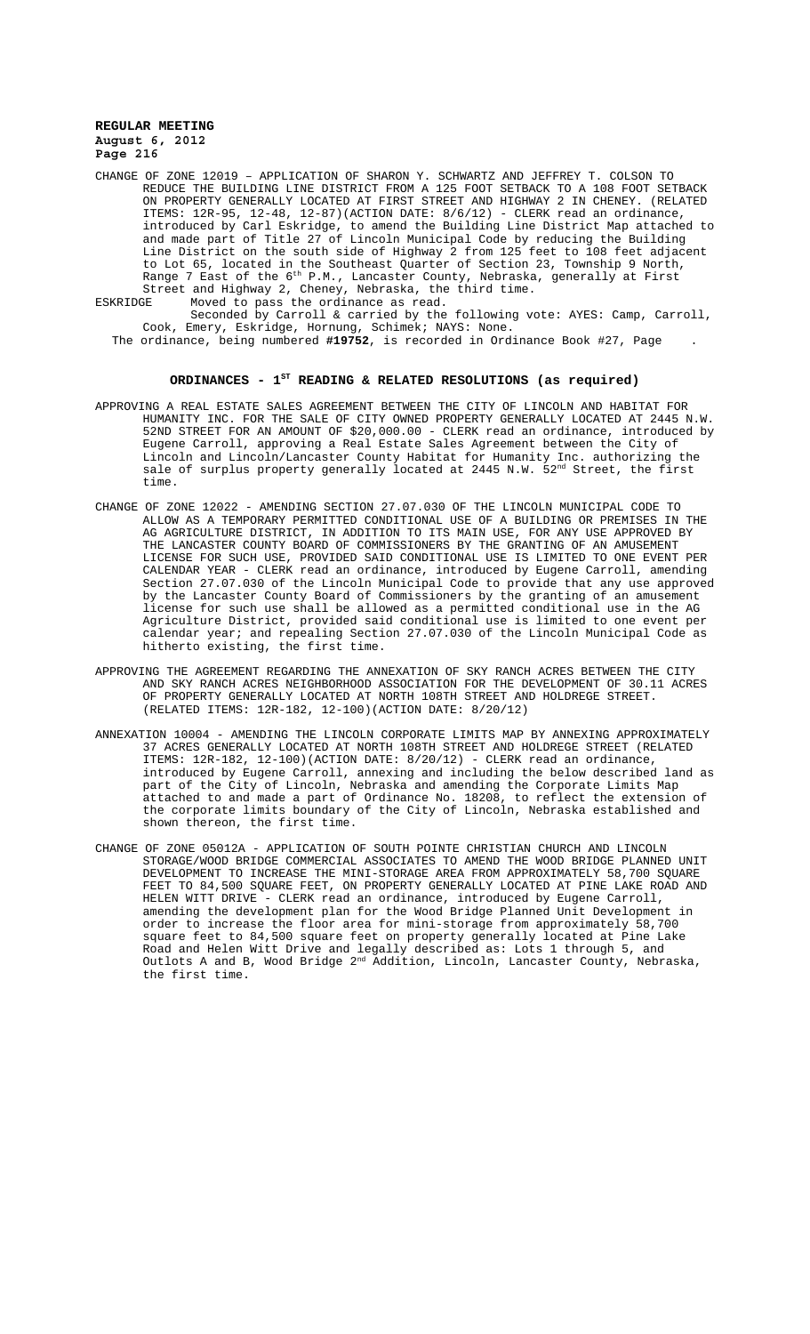CHANGE OF ZONE 12019 – APPLICATION OF SHARON Y. SCHWARTZ AND JEFFREY T. COLSON TO REDUCE THE BUILDING LINE DISTRICT FROM A 125 FOOT SETBACK TO A 108 FOOT SETBACK ON PROPERTY GENERALLY LOCATED AT FIRST STREET AND HIGHWAY 2 IN CHENEY. (RELATED ITEMS: 12R-95, 12-48, 12-87)(ACTION DATE: 8/6/12) - CLERK read an ordinance, introduced by Carl Eskridge, to amend the Building Line District Map attached to and made part of Title 27 of Lincoln Municipal Code by reducing the Building Line District on the south side of Highway 2 from 125 feet to 108 feet adjacent to Lot 65, located in the Southeast Quarter of Section 23, Township 9 North, Range 7 East of the 6th P.M., Lancaster County, Nebraska, generally at First Street and Highway 2, Cheney, Nebraska, the third time.

ESKRIDGE Moved to pass the ordinance as read.

Seconded by Carroll & carried by the following vote: AYES: Camp, Carroll, Cook, Emery, Eskridge, Hornung, Schimek; NAYS: None.

The ordinance, being numbered **#19752**, is recorded in Ordinance Book #27, Page .

## ORDINANCES - 1ST READING & RELATED RESOLUTIONS (as required)

APPROVING A REAL ESTATE SALES AGREEMENT BETWEEN THE CITY OF LINCOLN AND HABITAT FOR HUMANITY INC. FOR THE SALE OF CITY OWNED PROPERTY GENERALLY LOCATED AT 2445 N.W. 52ND STREET FOR AN AMOUNT OF $20,000.00 - CLERK read an ordinance, introduced by Eugene Carroll, approving a Real Estate Sales Agreement between the City of Lincoln and Lincoln/Lancaster County Habitat for Humanity Inc. authorizing the sale of surplus property generally located at 2445 N.W. 52nd Street, the first time.

CHANGE OF ZONE 12022 - AMENDING SECTION 27.07.030 OF THE LINCOLN MUNICIPAL CODE TO ALLOW AS A TEMPORARY PERMITTED CONDITIONAL USE OF A BUILDING OR PREMISES IN THE AG AGRICULTURE DISTRICT, IN ADDITION TO ITS MAIN USE, FOR ANY USE APPROVED BY THE LANCASTER COUNTY BOARD OF COMMISSIONERS BY THE GRANTING OF AN AMUSEMENT LICENSE FOR SUCH USE, PROVIDED SAID CONDITIONAL USE IS LIMITED TO ONE EVENT PER CALENDAR YEAR - CLERK read an ordinance, introduced by Eugene Carroll, amending Section 27.07.030 of the Lincoln Municipal Code to provide that any use approved by the Lancaster County Board of Commissioners by the granting of an amusement license for such use shall be allowed as a permitted conditional use in the AG Agriculture District, provided said conditional use is limited to one event per calendar year; and repealing Section 27.07.030 of the Lincoln Municipal Code as hitherto existing, the first time.

APPROVING THE AGREEMENT REGARDING THE ANNEXATION OF SKY RANCH ACRES BETWEEN THE CITY AND SKY RANCH ACRES NEIGHBORHOOD ASSOCIATION FOR THE DEVELOPMENT OF 30.11 ACRES OF PROPERTY GENERALLY LOCATED AT NORTH 108TH STREET AND HOLDREGE STREET. (RELATED ITEMS: 12R-182, 12-100)(ACTION DATE: 8/20/12)

ANNEXATION 10004 - AMENDING THE LINCOLN CORPORATE LIMITS MAP BY ANNEXING APPROXIMATELY 37 ACRES GENERALLY LOCATED AT NORTH 108TH STREET AND HOLDREGE STREET (RELATED ITEMS: 12R-182, 12-100)(ACTION DATE: 8/20/12) - CLERK read an ordinance, introduced by Eugene Carroll, annexing and including the below described land as part of the City of Lincoln, Nebraska and amending the Corporate Limits Map attached to and made a part of Ordinance No. 18208, to reflect the extension of the corporate limits boundary of the City of Lincoln, Nebraska established and shown thereon, the first time.

CHANGE OF ZONE 05012A - APPLICATION OF SOUTH POINTE CHRISTIAN CHURCH AND LINCOLN STORAGE/WOOD BRIDGE COMMERCIAL ASSOCIATES TO AMEND THE WOOD BRIDGE PLANNED UNIT DEVELOPMENT TO INCREASE THE MINI-STORAGE AREA FROM APPROXIMATELY 58,700 SQUARE FEET TO 84,500 SQUARE FEET, ON PROPERTY GENERALLY LOCATED AT PINE LAKE ROAD AND HELEN WITT DRIVE - CLERK read an ordinance, introduced by Eugene Carroll, amending the development plan for the Wood Bridge Planned Unit Development in order to increase the floor area for mini-storage from approximately 58,700 square feet to 84,500 square feet on property generally located at Pine Lake Road and Helen Witt Drive and legally described as: Lots 1 through 5, and Outlots A and B, Wood Bridge 2nd Addition, Lincoln, Lancaster County, Nebraska, the first time.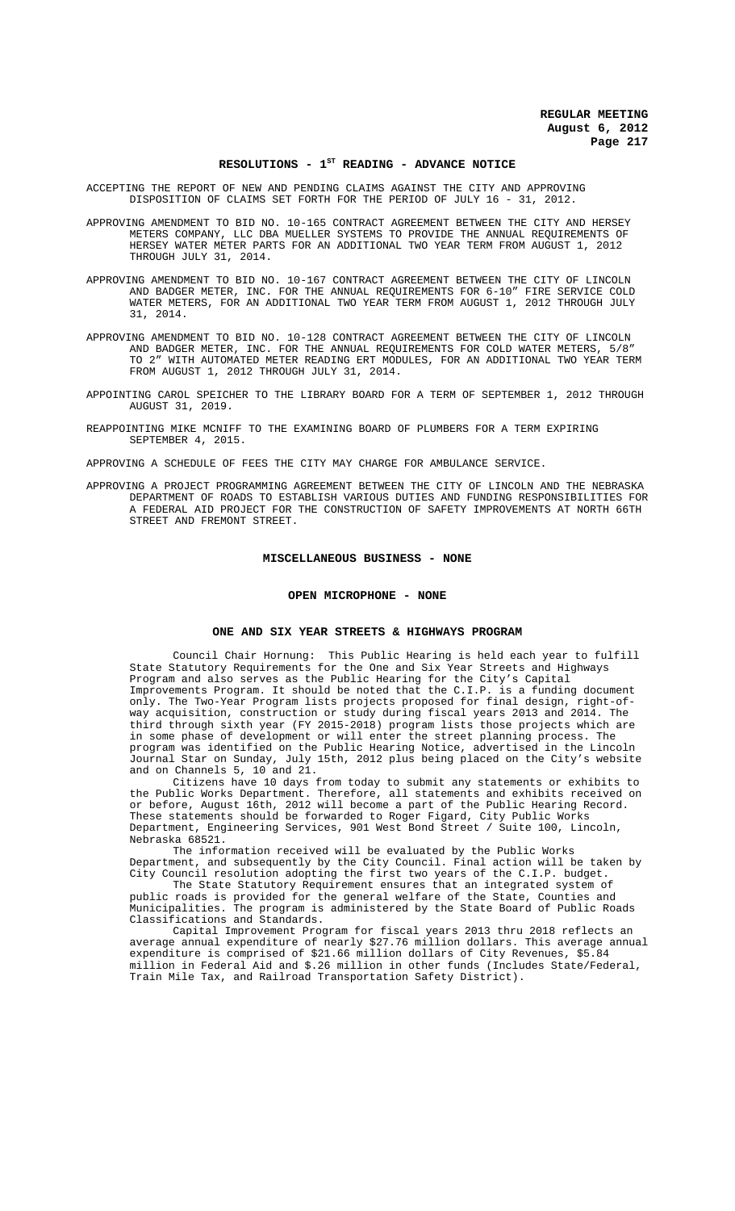## RESOLUTIONS - 1ST READING - ADVANCE NOTICE

ACCEPTING THE REPORT OF NEW AND PENDING CLAIMS AGAINST THE CITY AND APPROVING DISPOSITION OF CLAIMS SET FORTH FOR THE PERIOD OF JULY 16 - 31, 2012.

APPROVING AMENDMENT TO BID NO. 10-165 CONTRACT AGREEMENT BETWEEN THE CITY AND HERSEY METERS COMPANY, LLC DBA MUELLER SYSTEMS TO PROVIDE THE ANNUAL REQUIREMENTS OF HERSEY WATER METER PARTS FOR AN ADDITIONAL TWO YEAR TERM FROM AUGUST 1, 2012 THROUGH JULY 31, 2014.

APPROVING AMENDMENT TO BID NO. 10-167 CONTRACT AGREEMENT BETWEEN THE CITY OF LINCOLN AND BADGER METER, INC. FOR THE ANNUAL REQUIREMENTS FOR 6-10" FIRE SERVICE COLD WATER METERS, FOR AN ADDITIONAL TWO YEAR TERM FROM AUGUST 1, 2012 THROUGH JULY 31, 2014.

APPROVING AMENDMENT TO BID NO. 10-128 CONTRACT AGREEMENT BETWEEN THE CITY OF LINCOLN AND BADGER METER, INC. FOR THE ANNUAL REQUIREMENTS FOR COLD WATER METERS, 5/8" TO 2" WITH AUTOMATED METER READING ERT MODULES, FOR AN ADDITIONAL TWO YEAR TERM FROM AUGUST 1, 2012 THROUGH JULY 31, 2014.

APPOINTING CAROL SPEICHER TO THE LIBRARY BOARD FOR A TERM OF SEPTEMBER 1, 2012 THROUGH AUGUST 31, 2019.

REAPPOINTING MIKE MCNIFF TO THE EXAMINING BOARD OF PLUMBERS FOR A TERM EXPIRING SEPTEMBER 4, 2015.

APPROVING A SCHEDULE OF FEES THE CITY MAY CHARGE FOR AMBULANCE SERVICE.

APPROVING A PROJECT PROGRAMMING AGREEMENT BETWEEN THE CITY OF LINCOLN AND THE NEBRASKA DEPARTMENT OF ROADS TO ESTABLISH VARIOUS DUTIES AND FUNDING RESPONSIBILITIES FOR A FEDERAL AID PROJECT FOR THE CONSTRUCTION OF SAFETY IMPROVEMENTS AT NORTH 66TH STREET AND FREMONT STREET.

## MISCELLANEOUS BUSINESS - NONE

## OPEN MICROPHONE - NONE

## ONE AND SIX YEAR STREETS & HIGHWAYS PROGRAM

Council Chair Hornung: This Public Hearing is held each year to fulfill State Statutory Requirements for the One and Six Year Streets and Highways Program and also serves as the Public Hearing for the City's Capital Improvements Program. It should be noted that the C.I.P. is a funding document only. The Two-Year Program lists projects proposed for final design, right-of-way acquisition, construction or study during fiscal years 2013 and 2014. The third through sixth year (FY 2015-2018) program lists those projects which are in some phase of development or will enter the street planning process. The program was identified on the Public Hearing Notice, advertised in the Lincoln Journal Star on Sunday, July 15th, 2012 plus being placed on the City's website and on Channels 5, 10 and 21.

Citizens have 10 days from today to submit any statements or exhibits to the Public Works Department. Therefore, all statements and exhibits received on or before, August 16th, 2012 will become a part of the Public Hearing Record. These statements should be forwarded to Roger Figard, City Public Works Department, Engineering Services, 901 West Bond Street / Suite 100, Lincoln, Nebraska 68521.

The information received will be evaluated by the Public Works Department, and subsequently by the City Council. Final action will be taken by City Council resolution adopting the first two years of the C.I.P. budget.

The State Statutory Requirement ensures that an integrated system of public roads is provided for the general welfare of the State, Counties and Municipalities. The program is administered by the State Board of Public Roads Classifications and Standards.

Capital Improvement Program for fiscal years 2013 thru 2018 reflects an average annual expenditure of nearly $27.76 million dollars. This average annual expenditure is comprised of $21.66 million dollars of City Revenues, $5.84 million in Federal Aid and $.26 million in other funds (Includes State/Federal, Train Mile Tax, and Railroad Transportation Safety District).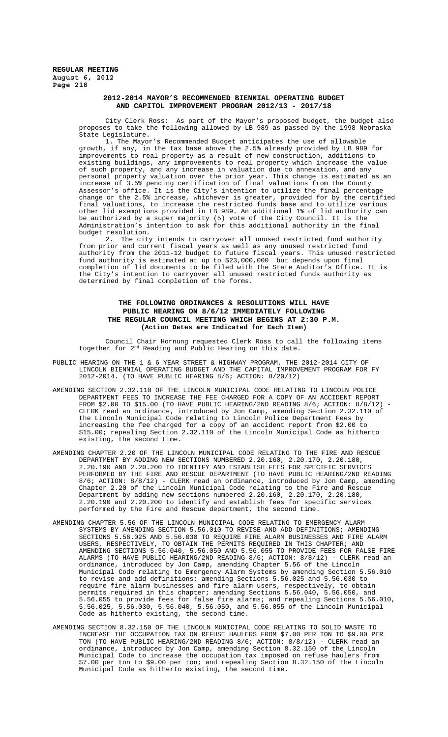## 2012-2014 MAYOR'S RECOMMENDED BIENNIAL OPERATING BUDGET AND CAPITOL IMPROVEMENT PROGRAM 2012/13 - 2017/18

City Clerk Ross: As part of the Mayor's proposed budget, the budget also proposes to take the following allowed by LB 989 as passed by the 1998 Nebraska State Legislature.

1. The Mayor's Recommended Budget anticipates the use of allowable growth, if any, in the tax base above the 2.5% already provided by LB 989 for improvements to real property as a result of new construction, additions to existing buildings, any improvements to real property which increase the value of such property, and any increase in valuation due to annexation, and any personal property valuation over the prior year. This change is estimated as an increase of 3.5% pending certification of final valuations from the County Assessor's office. It is the City's intention to utilize the final percentage change or the 2.5% increase, whichever is greater, provided for by the certified final valuations, to increase the restricted funds base and to utilize various other lid exemptions provided in LB 989. An additional 1% of lid authority can be authorized by a super majority (5) vote of the City Council. It is the Administration's intention to ask for this additional authority in the final budget resolution.

2. The city intends to carryover all unused restricted fund authority from prior and current fiscal years as well as any unused restricted fund authority from the 2011-12 budget to future fiscal years. This unused restricted fund authority is estimated at up to $23,000,000 but depends upon final completion of lid documents to be filed with the State Auditor's Office. It is the City's intention to carryover all unused restricted funds authority as determined by final completion of the forms.

## THE FOLLOWING ORDINANCES & RESOLUTIONS WILL HAVE PUBLIC HEARING ON 8/6/12 IMMEDIATELY FOLLOWING THE REGULAR COUNCIL MEETING WHICH BEGINS AT 2:30 P.M. (Action Dates are Indicated for Each Item)

Council Chair Hornung requested Clerk Ross to call the following items together for 2nd Reading and Public Hearing on this date.

PUBLIC HEARING ON THE 1 & 6 YEAR STREET & HIGHWAY PROGRAM, THE 2012-2014 CITY OF LINCOLN BIENNIAL OPERATING BUDGET AND THE CAPITAL IMPROVEMENT PROGRAM FOR FY 2012-2014. (TO HAVE PUBLIC HEARING 8/6; ACTION: 8/20/12)

AMENDING SECTION 2.32.110 OF THE LINCOLN MUNICIPAL CODE RELATING TO LINCOLN POLICE DEPARTMENT FEES TO INCREASE THE FEE CHARGED FOR A COPY OF AN ACCIDENT REPORT FROM $2.00 TO $15.00 (TO HAVE PUBLIC HEARING/2ND READING 8/6; ACTION: 8/8/12) - CLERK read an ordinance, introduced by Jon Camp, amending Section 2.32.110 of the Lincoln Municipal Code relating to Lincoln Police Department Fees by increasing the fee charged for a copy of an accident report from $2.00 to $15.00; repealing Section 2.32.110 of the Lincoln Municipal Code as hitherto existing, the second time.

AMENDING CHAPTER 2.20 OF THE LINCOLN MUNICIPAL CODE RELATING TO THE FIRE AND RESCUE DEPARTMENT BY ADDING NEW SECTIONS NUMBERED 2.20.160, 2.20.170, 2.20.180, 2.20.190 AND 2.20.200 TO IDENTIFY AND ESTABLISH FEES FOR SPECIFIC SERVICES PERFORMED BY THE FIRE AND RESCUE DEPARTMENT (TO HAVE PUBLIC HEARING/2ND READING 8/6; ACTION: 8/8/12) - CLERK read an ordinance, introduced by Jon Camp, amending Chapter 2.20 of the Lincoln Municipal Code relating to the Fire and Rescue Department by adding new sections numbered 2.20.160, 2.20.170, 2.20.180, 2.20.190 and 2.20.200 to identify and establish fees for specific services performed by the Fire and Rescue department, the second time.

AMENDING CHAPTER 5.56 OF THE LINCOLN MUNICIPAL CODE RELATING TO EMERGENCY ALARM SYSTEMS BY AMENDING SECTION 5.56.010 TO REVISE AND ADD DEFINITIONS; AMENDING SECTIONS 5.56.025 AND 5.56.030 TO REQUIRE FIRE ALARM BUSINESSES AND FIRE ALARM USERS, RESPECTIVELY, TO OBTAIN THE PERMITS REQUIRED IN THIS CHAPTER; AND AMENDING SECTIONS 5.56.040, 5.56.050 AND 5.56.055 TO PROVIDE FEES FOR FALSE FIRE ALARMS (TO HAVE PUBLIC HEARING/2ND READING 8/6; ACTION: 8/8/12) - CLERK read an ordinance, introduced by Jon Camp, amending Chapter 5.56 of the Lincoln Municipal Code relating to Emergency Alarm Systems by amending Section 5.56.010 to revise and add definitions; amending Sections 5.56.025 and 5.56.030 to require fire alarm businesses and fire alarm users, respectively, to obtain permits required in this chapter; amending Sections 5.56.040, 5.56.050, and 5.56.055 to provide fees for false fire alarms; and repealing Sections 5.56.010, 5.56.025, 5.56.030, 5.56.040, 5.56.050, and 5.56.055 of the Lincoln Municipal Code as hitherto existing, the second time.

AMENDING SECTION 8.32.150 OF THE LINCOLN MUNICIPAL CODE RELATING TO SOLID WASTE TO INCREASE THE OCCUPATION TAX ON REFUSE HAULERS FROM $7.00 PER TON TO $9.00 PER TON (TO HAVE PUBLIC HEARING/2ND READING 8/6; ACTION: 8/8/12) - CLERK read an ordinance, introduced by Jon Camp, amending Section 8.32.150 of the Lincoln Municipal Code to increase the occupation tax imposed on refuse haulers from $7.00 per ton to $9.00 per ton; and repealing Section 8.32.150 of the Lincoln Municipal Code as hitherto existing, the second time.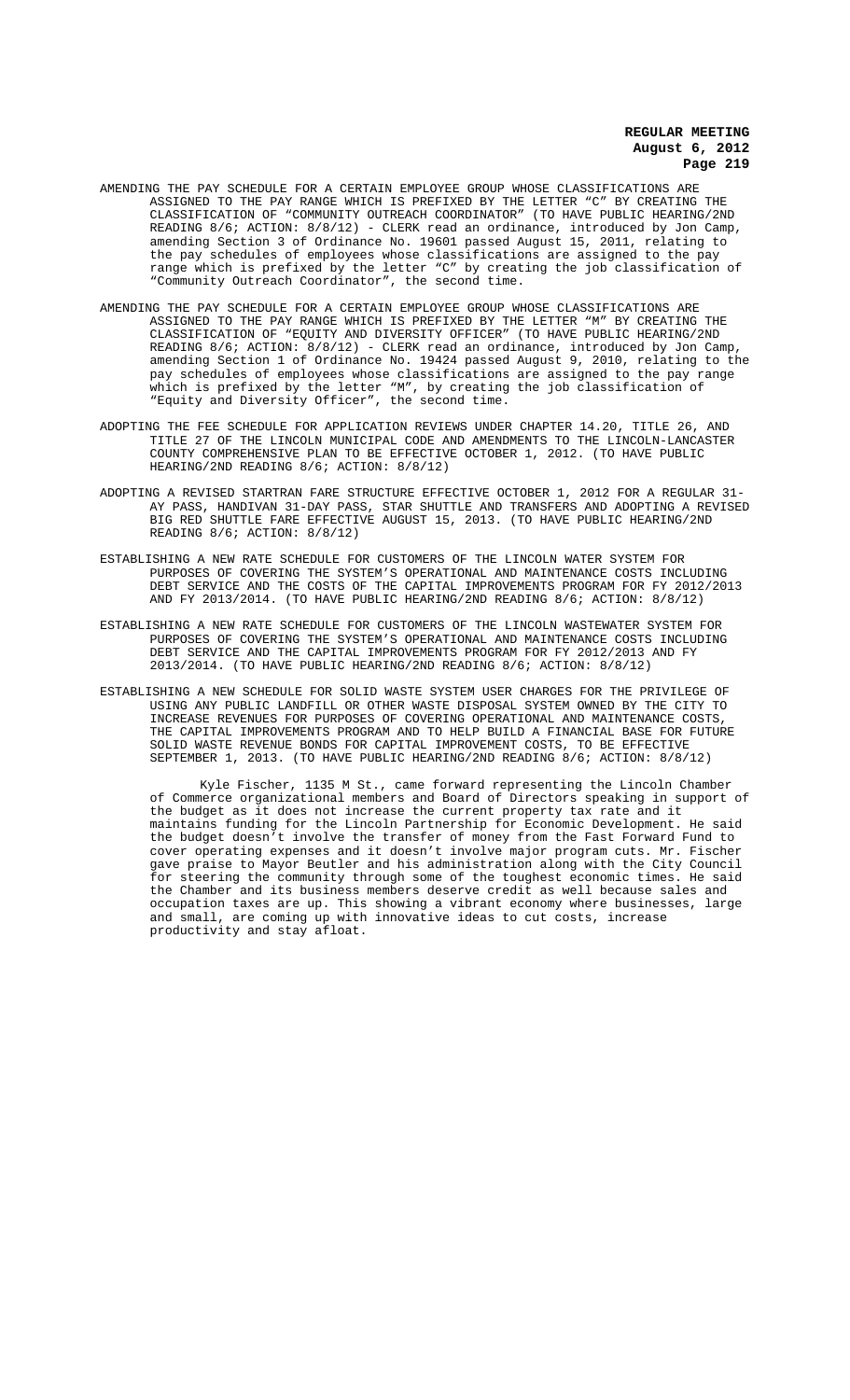AMENDING THE PAY SCHEDULE FOR A CERTAIN EMPLOYEE GROUP WHOSE CLASSIFICATIONS ARE ASSIGNED TO THE PAY RANGE WHICH IS PREFIXED BY THE LETTER "C" BY CREATING THE CLASSIFICATION OF "COMMUNITY OUTREACH COORDINATOR" (TO HAVE PUBLIC HEARING/2ND READING 8/6; ACTION: 8/8/12) - CLERK read an ordinance, introduced by Jon Camp, amending Section 3 of Ordinance No. 19601 passed August 15, 2011, relating to the pay schedules of employees whose classifications are assigned to the pay range which is prefixed by the letter "C" by creating the job classification of "Community Outreach Coordinator", the second time.

AMENDING THE PAY SCHEDULE FOR A CERTAIN EMPLOYEE GROUP WHOSE CLASSIFICATIONS ARE ASSIGNED TO THE PAY RANGE WHICH IS PREFIXED BY THE LETTER "M" BY CREATING THE CLASSIFICATION OF "EQUITY AND DIVERSITY OFFICER" (TO HAVE PUBLIC HEARING/2ND READING 8/6; ACTION: 8/8/12) - CLERK read an ordinance, introduced by Jon Camp, amending Section 1 of Ordinance No. 19424 passed August 9, 2010, relating to the pay schedules of employees whose classifications are assigned to the pay range which is prefixed by the letter "M", by creating the job classification of "Equity and Diversity Officer", the second time.

ADOPTING THE FEE SCHEDULE FOR APPLICATION REVIEWS UNDER CHAPTER 14.20, TITLE 26, AND TITLE 27 OF THE LINCOLN MUNICIPAL CODE AND AMENDMENTS TO THE LINCOLN-LANCASTER COUNTY COMPREHENSIVE PLAN TO BE EFFECTIVE OCTOBER 1, 2012. (TO HAVE PUBLIC HEARING/2ND READING 8/6; ACTION: 8/8/12)

ADOPTING A REVISED STARTRAN FARE STRUCTURE EFFECTIVE OCTOBER 1, 2012 FOR A REGULAR 31-AY PASS, HANDIVAN 31-DAY PASS, STAR SHUTTLE AND TRANSFERS AND ADOPTING A REVISED BIG RED SHUTTLE FARE EFFECTIVE AUGUST 15, 2013. (TO HAVE PUBLIC HEARING/2ND READING 8/6; ACTION: 8/8/12)

ESTABLISHING A NEW RATE SCHEDULE FOR CUSTOMERS OF THE LINCOLN WATER SYSTEM FOR PURPOSES OF COVERING THE SYSTEM'S OPERATIONAL AND MAINTENANCE COSTS INCLUDING DEBT SERVICE AND THE COSTS OF THE CAPITAL IMPROVEMENTS PROGRAM FOR FY 2012/2013 AND FY 2013/2014. (TO HAVE PUBLIC HEARING/2ND READING 8/6; ACTION: 8/8/12)

ESTABLISHING A NEW RATE SCHEDULE FOR CUSTOMERS OF THE LINCOLN WASTEWATER SYSTEM FOR PURPOSES OF COVERING THE SYSTEM'S OPERATIONAL AND MAINTENANCE COSTS INCLUDING DEBT SERVICE AND THE CAPITAL IMPROVEMENTS PROGRAM FOR FY 2012/2013 AND FY 2013/2014. (TO HAVE PUBLIC HEARING/2ND READING 8/6; ACTION: 8/8/12)

ESTABLISHING A NEW SCHEDULE FOR SOLID WASTE SYSTEM USER CHARGES FOR THE PRIVILEGE OF USING ANY PUBLIC LANDFILL OR OTHER WASTE DISPOSAL SYSTEM OWNED BY THE CITY TO INCREASE REVENUES FOR PURPOSES OF COVERING OPERATIONAL AND MAINTENANCE COSTS, THE CAPITAL IMPROVEMENTS PROGRAM AND TO HELP BUILD A FINANCIAL BASE FOR FUTURE SOLID WASTE REVENUE BONDS FOR CAPITAL IMPROVEMENT COSTS, TO BE EFFECTIVE SEPTEMBER 1, 2013. (TO HAVE PUBLIC HEARING/2ND READING 8/6; ACTION: 8/8/12)

Kyle Fischer, 1135 M St., came forward representing the Lincoln Chamber of Commerce organizational members and Board of Directors speaking in support of the budget as it does not increase the current property tax rate and it maintains funding for the Lincoln Partnership for Economic Development. He said the budget doesn't involve the transfer of money from the Fast Forward Fund to cover operating expenses and it doesn't involve major program cuts. Mr. Fischer gave praise to Mayor Beutler and his administration along with the City Council for steering the community through some of the toughest economic times. He said the Chamber and its business members deserve credit as well because sales and occupation taxes are up. This showing a vibrant economy where businesses, large and small, are coming up with innovative ideas to cut costs, increase productivity and stay afloat.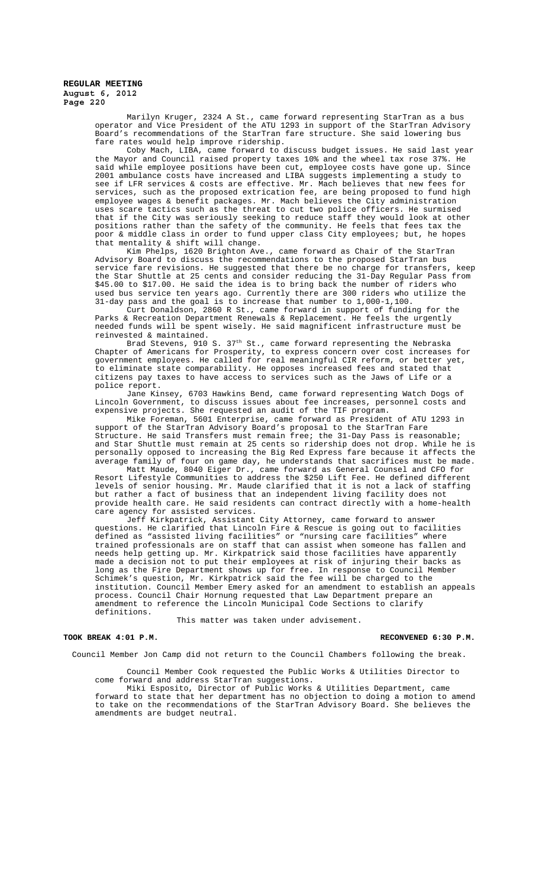Marilyn Kruger, 2324 A St., came forward representing StarTran as a bus operator and Vice President of the ATU 1293 in support of the StarTran Advisory Board's recommendations of the StarTran fare structure. She said lowering bus fare rates would help improve ridership.

Coby Mach, LIBA, came forward to discuss budget issues. He said last year the Mayor and Council raised property taxes 10% and the wheel tax rose 37%. He said while employee positions have been cut, employee costs have gone up. Since 2001 ambulance costs have increased and LIBA suggests implementing a study to see if LFR services & costs are effective. Mr. Mach believes that new fees for services, such as the proposed extrication fee, are being proposed to fund high employee wages & benefit packages. Mr. Mach believes the City administration uses scare tactics such as the threat to cut two police officers. He surmised that if the City was seriously seeking to reduce staff they would look at other positions rather than the safety of the community. He feels that fees tax the poor & middle class in order to fund upper class City employees; but, he hopes that mentality & shift will change.

Kim Phelps, 1620 Brighton Ave., came forward as Chair of the StarTran Advisory Board to discuss the recommendations to the proposed StarTran bus service fare revisions. He suggested that there be no charge for transfers, keep the Star Shuttle at 25 cents and consider reducing the 31-Day Regular Pass from $45.00 to $17.00. He said the idea is to bring back the number of riders who used bus service ten years ago. Currently there are 300 riders who utilize the 31-day pass and the goal is to increase that number to 1,000-1,100.

Curt Donaldson, 2860 R St., came forward in support of funding for the Parks & Recreation Department Renewals & Replacement. He feels the urgently needed funds will be spent wisely. He said magnificent infrastructure must be reinvested & maintained.

Brad Stevens, 910 S. 37th St., came forward representing the Nebraska Chapter of Americans for Prosperity, to express concern over cost increases for government employees. He called for real meaningful CIR reform, or better yet, to eliminate state comparability. He opposes increased fees and stated that citizens pay taxes to have access to services such as the Jaws of Life or a police report.

Jane Kinsey, 6703 Hawkins Bend, came forward representing Watch Dogs of Lincoln Government, to discuss issues about fee increases, personnel costs and expensive projects. She requested an audit of the TIF program.

Mike Foreman, 5601 Enterprise, came forward as President of ATU 1293 in support of the StarTran Advisory Board's proposal to the StarTran Fare Structure. He said Transfers must remain free; the 31-Day Pass is reasonable; and Star Shuttle must remain at 25 cents so ridership does not drop. While he is personally opposed to increasing the Big Red Express fare because it affects the average family of four on game day, he understands that sacrifices must be made.

Matt Maude, 8040 Eiger Dr., came forward as General Counsel and CFO for Resort Lifestyle Communities to address the $250 Lift Fee. He defined different levels of senior housing. Mr. Maude clarified that it is not a lack of staffing but rather a fact of business that an independent living facility does not provide health care. He said residents can contract directly with a home-health care agency for assisted services.

Jeff Kirkpatrick, Assistant City Attorney, came forward to answer questions. He clarified that Lincoln Fire & Rescue is going out to facilities defined as "assisted living facilities" or "nursing care facilities" where trained professionals are on staff that can assist when someone has fallen and needs help getting up. Mr. Kirkpatrick said those facilities have apparently made a decision not to put their employees at risk of injuring their backs as long as the Fire Department shows up for free. In response to Council Member Schimek's question, Mr. Kirkpatrick said the fee will be charged to the institution. Council Member Emery asked for an amendment to establish an appeals process. Council Chair Hornung requested that Law Department prepare an amendment to reference the Lincoln Municipal Code Sections to clarify definitions.

This matter was taken under advisement.

**TOOK BREAK 4:01 P.M. RECONVENED 6:30 P.M.**

Council Member Jon Camp did not return to the Council Chambers following the break.

Council Member Cook requested the Public Works & Utilities Director to come forward and address StarTran suggestions.

Miki Esposito, Director of Public Works & Utilities Department, came forward to state that her department has no objection to doing a motion to amend to take on the recommendations of the StarTran Advisory Board. She believes the amendments are budget neutral.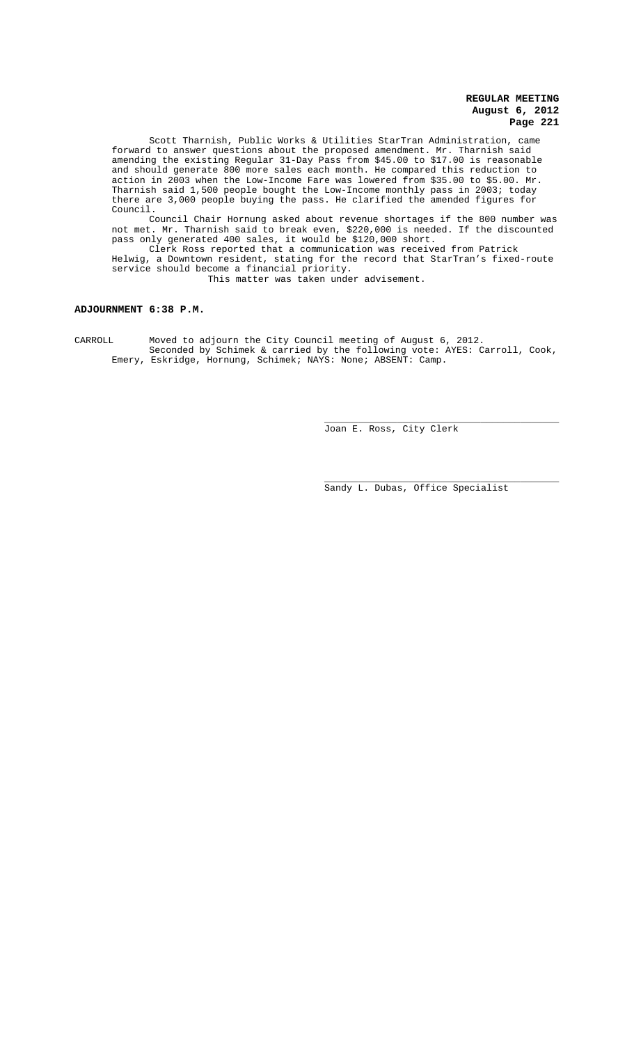Scott Tharnish, Public Works & Utilities StarTran Administration, came forward to answer questions about the proposed amendment. Mr. Tharnish said amending the existing Regular 31-Day Pass from $45.00 to $17.00 is reasonable and should generate 800 more sales each month. He compared this reduction to action in 2003 when the Low-Income Fare was lowered from $35.00 to $5.00. Mr. Tharnish said 1,500 people bought the Low-Income monthly pass in 2003; today there are 3,000 people buying the pass. He clarified the amended figures for Council.

Council Chair Hornung asked about revenue shortages if the 800 number was not met. Mr. Tharnish said to break even, $220,000 is needed. If the discounted pass only generated 400 sales, it would be $120,000 short.

Clerk Ross reported that a communication was received from Patrick Helwig, a Downtown resident, stating for the record that StarTran's fixed-route service should become a financial priority.

This matter was taken under advisement.

**ADJOURNMENT 6:38 P.M.**

CARROLL Moved to adjourn the City Council meeting of August 6, 2012.
Seconded by Schimek & carried by the following vote: AYES: Carroll, Cook, Emery, Eskridge, Hornung, Schimek; NAYS: None; ABSENT: Camp.

\_\_\_\_\_\_\_\_\_\_\_\_\_\_\_\_\_\_\_\_\_\_\_\_\_\_\_\_\_\_\_\_\_\_\_\_\_\_\_\_\_\_\_\_
Joan E. Ross, City Clerk

\_\_\_\_\_\_\_\_\_\_\_\_\_\_\_\_\_\_\_\_\_\_\_\_\_\_\_\_\_\_\_\_\_\_\_\_\_\_\_\_\_\_\_\_
Sandy L. Dubas, Office Specialist